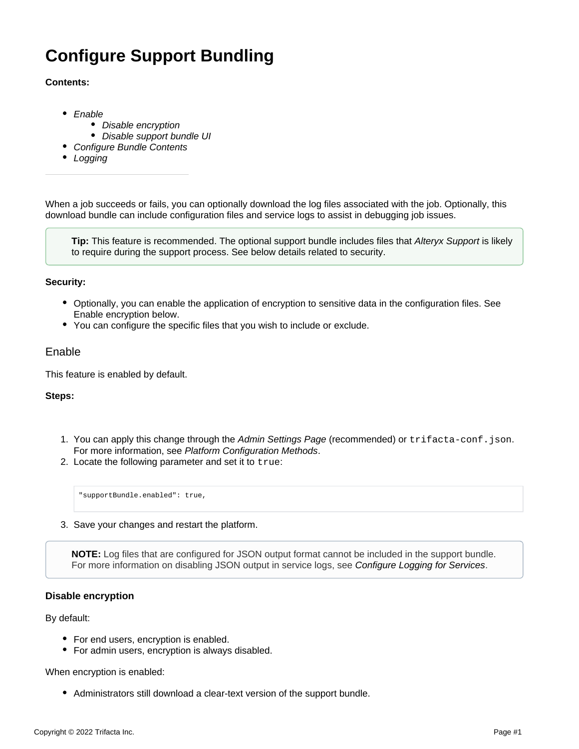# Configure Support Bundling

**Contents:**

- *Enable*
  - *Disable encryption*
  - *Disable support bundle UI*
- *Configure Bundle Contents*
- *Logging*

---

When a job succeeds or fails, you can optionally download the log files associated with the job. Optionally, this download bundle can include configuration files and service logs to assist in debugging job issues.

> **Tip:** This feature is recommended. The optional support bundle includes files that *Alteryx Support* is likely to require during the support process. See below details related to security.

**Security:**

- Optionally, you can enable the application of encryption to sensitive data in the configuration files. See Enable encryption below.
- You can configure the specific files that you wish to include or exclude.

## Enable

This feature is enabled by default.

**Steps:**

1. You can apply this change through the *Admin Settings Page* (recommended) or `trifacta-conf.json`. For more information, see *Platform Configuration Methods*.
2. Locate the following parameter and set it to `true`:

```
"supportBundle.enabled": true,
```

3. Save your changes and restart the platform.

> **NOTE:** Log files that are configured for JSON output format cannot be included in the support bundle. For more information on disabling JSON output in service logs, see *Configure Logging for Services*.

### Disable encryption

By default:

- For end users, encryption is enabled.
- For admin users, encryption is always disabled.

When encryption is enabled:

- Administrators still download a clear-text version of the support bundle.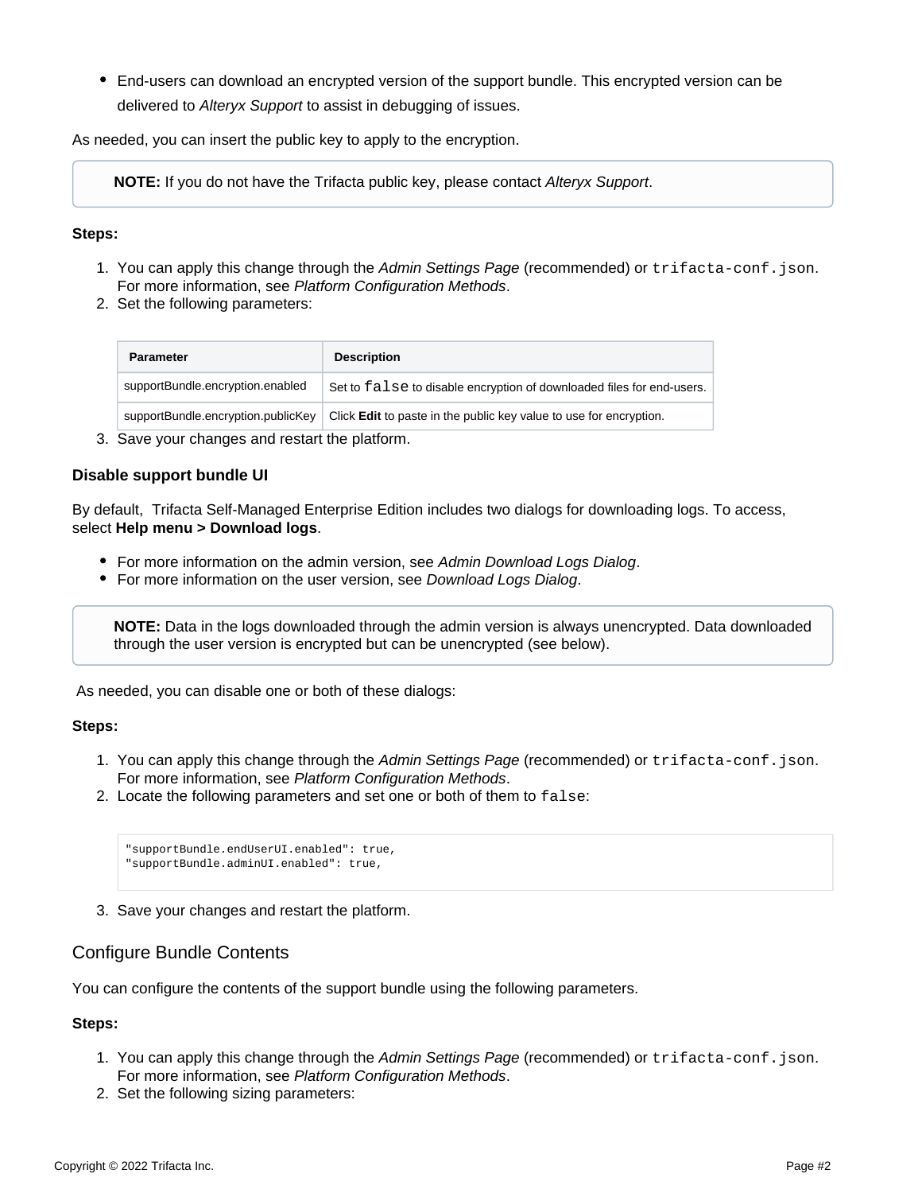- End-users can download an encrypted version of the support bundle. This encrypted version can be delivered to *Alteryx Support* to assist in debugging of issues.

As needed, you can insert the public key to apply to the encryption.

> **NOTE:** If you do not have the Trifacta public key, please contact *Alteryx Support*.

**Steps:**

1. You can apply this change through the *Admin Settings Page* (recommended) or `trifacta-conf.json`. For more information, see *Platform Configuration Methods*.
2. Set the following parameters:

| Parameter | Description |
| --- | --- |
| supportBundle.encryption.enabled | Set to `false` to disable encryption of downloaded files for end-users. |
| supportBundle.encryption.publicKey | Click **Edit** to paste in the public key value to use for encryption. |

3. Save your changes and restart the platform.

### Disable support bundle UI

By default, Trifacta Self-Managed Enterprise Edition includes two dialogs for downloading logs. To access, select **Help menu > Download logs**.

- For more information on the admin version, see *Admin Download Logs Dialog*.
- For more information on the user version, see *Download Logs Dialog*.

> **NOTE:** Data in the logs downloaded through the admin version is always unencrypted. Data downloaded through the user version is encrypted but can be unencrypted (see below).

As needed, you can disable one or both of these dialogs:

**Steps:**

1. You can apply this change through the *Admin Settings Page* (recommended) or `trifacta-conf.json`. For more information, see *Platform Configuration Methods*.
2. Locate the following parameters and set one or both of them to `false`:

```
"supportBundle.endUserUI.enabled": true,
"supportBundle.adminUI.enabled": true,
```

3. Save your changes and restart the platform.

## Configure Bundle Contents

You can configure the contents of the support bundle using the following parameters.

**Steps:**

1. You can apply this change through the *Admin Settings Page* (recommended) or `trifacta-conf.json`. For more information, see *Platform Configuration Methods*.
2. Set the following sizing parameters: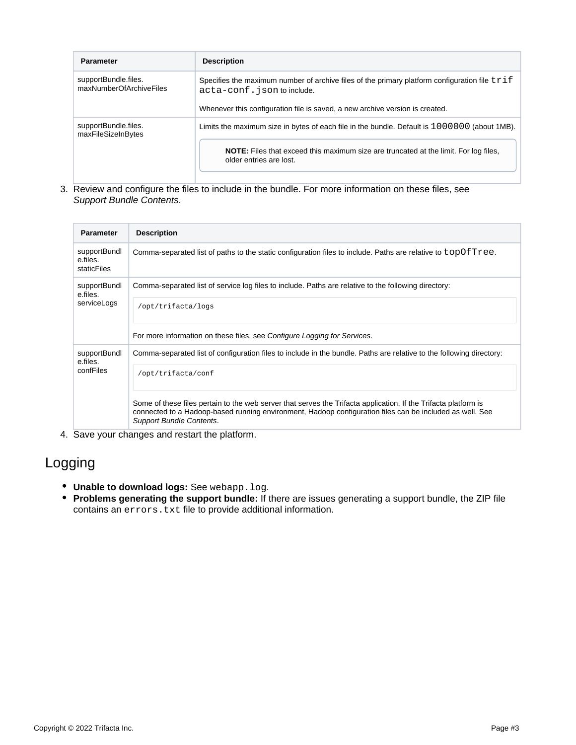| Parameter | Description |
| --- | --- |
| supportBundle.files.maxNumberOfArchiveFiles | Specifies the maximum number of archive files of the primary platform configuration file `trifacta-conf.json` to include.<br><br>Whenever this configuration file is saved, a new archive version is created. |
| supportBundle.files.maxFileSizeInBytes | Limits the maximum size in bytes of each file in the bundle. Default is `1000000` (about 1MB).<br><br>**NOTE:** Files that exceed this maximum size are truncated at the limit. For log files, older entries are lost. |

3. Review and configure the files to include in the bundle. For more information on these files, see *Support Bundle Contents*.

| Parameter | Description |
| --- | --- |
| supportBundle.files.staticFiles | Comma-separated list of paths to the static configuration files to include. Paths are relative to `topOfTree`. |
| supportBundle.files.serviceLogs | Comma-separated list of service log files to include. Paths are relative to the following directory:<br><br>`/opt/trifacta/logs`<br><br>For more information on these files, see *Configure Logging for Services*. |
| supportBundle.files.confFiles | Comma-separated list of configuration files to include in the bundle. Paths are relative to the following directory:<br><br>`/opt/trifacta/conf`<br><br>Some of these files pertain to the web server that serves the Trifacta application. If the Trifacta platform is connected to a Hadoop-based running environment, Hadoop configuration files can be included as well. See *Support Bundle Contents*. |

4. Save your changes and restart the platform.

## Logging

- **Unable to download logs:** See `webapp.log`.
- **Problems generating the support bundle:** If there are issues generating a support bundle, the ZIP file contains an `errors.txt` file to provide additional information.